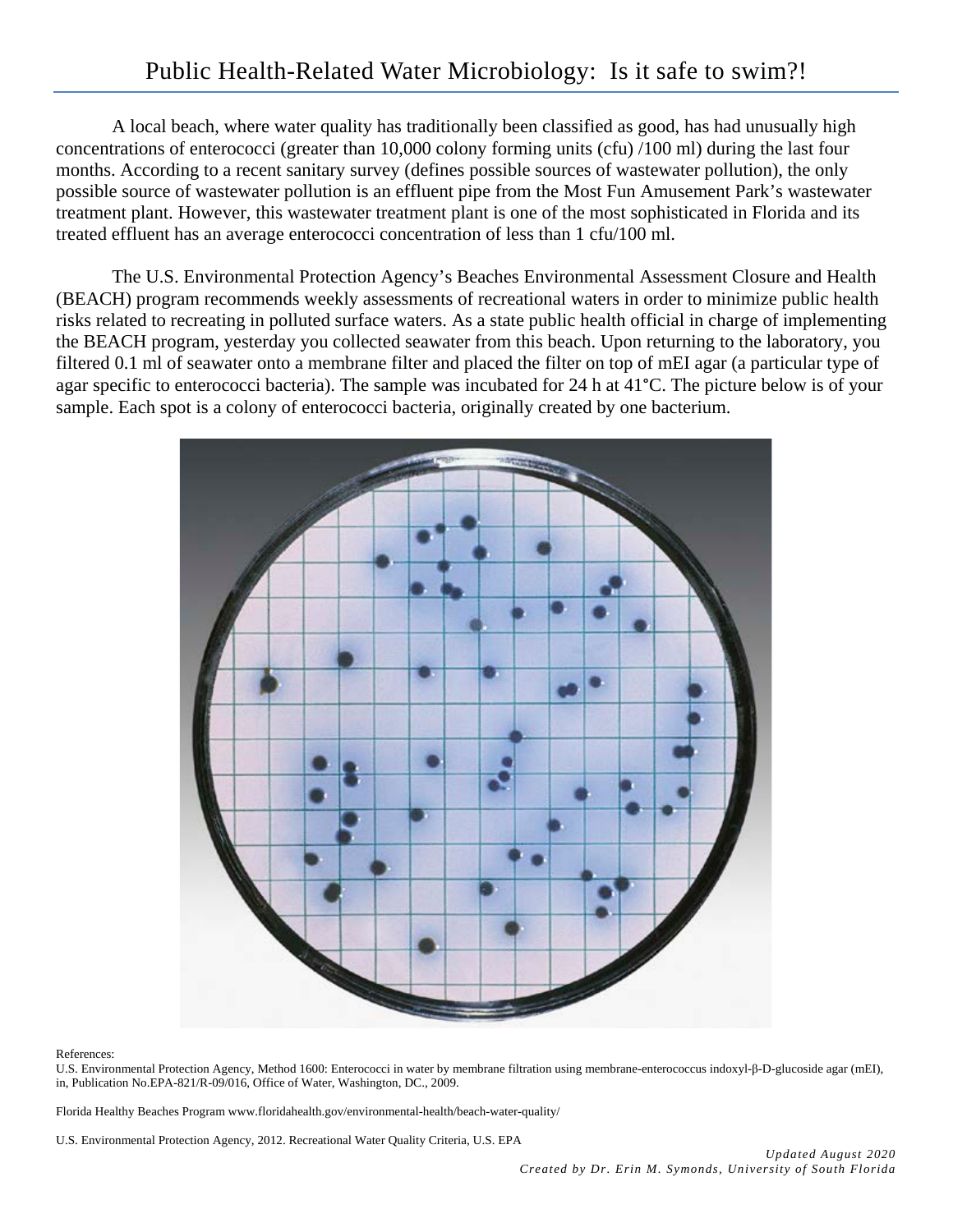# Public Health-Related Water Microbiology: Is it safe to swim?!

A local beach, where water quality has traditionally been classified as good, has had unusually high concentrations of enterococci (greater than 10,000 colony forming units (cfu) /100 ml) during the last four months. According to a recent sanitary survey (defines possible sources of wastewater pollution), the only possible source of wastewater pollution is an effluent pipe from the Most Fun Amusement Park's wastewater treatment plant. However, this wastewater treatment plant is one of the most sophisticated in Florida and its treated effluent has an average enterococci concentration of less than 1 cfu/100 ml.

The U.S. Environmental Protection Agency's Beaches Environmental Assessment Closure and Health (BEACH) program recommends weekly assessments of recreational waters in order to minimize public health risks related to recreating in polluted surface waters. As a state public health official in charge of implementing the BEACH program, yesterday you collected seawater from this beach. Upon returning to the laboratory, you filtered 0.1 ml of seawater onto a membrane filter and placed the filter on top of mEI agar (a particular type of agar specific to enterococci bacteria). The sample was incubated for 24 h at 41°C. The picture below is of your sample. Each spot is a colony of enterococci bacteria, originally created by one bacterium.

References:

U.S. Environmental Protection Agency, Method 1600: Enterococci in water by membrane filtration using membrane-enterococcus indoxyl-β-D-glucoside agar (mEI), in, Publication No.EPA-821/R-09/016, Office of Water, Washington, DC., 2009.

Florida Healthy Beaches Program www.floridahealth.gov/environmental-health/beach-water-quality/

U.S. Environmental Protection Agency, 2012. Recreational Water Quality Criteria, U.S. EPA

*Updated August 2020*

*Created by Dr. Erin M. Symonds, University of South Florida*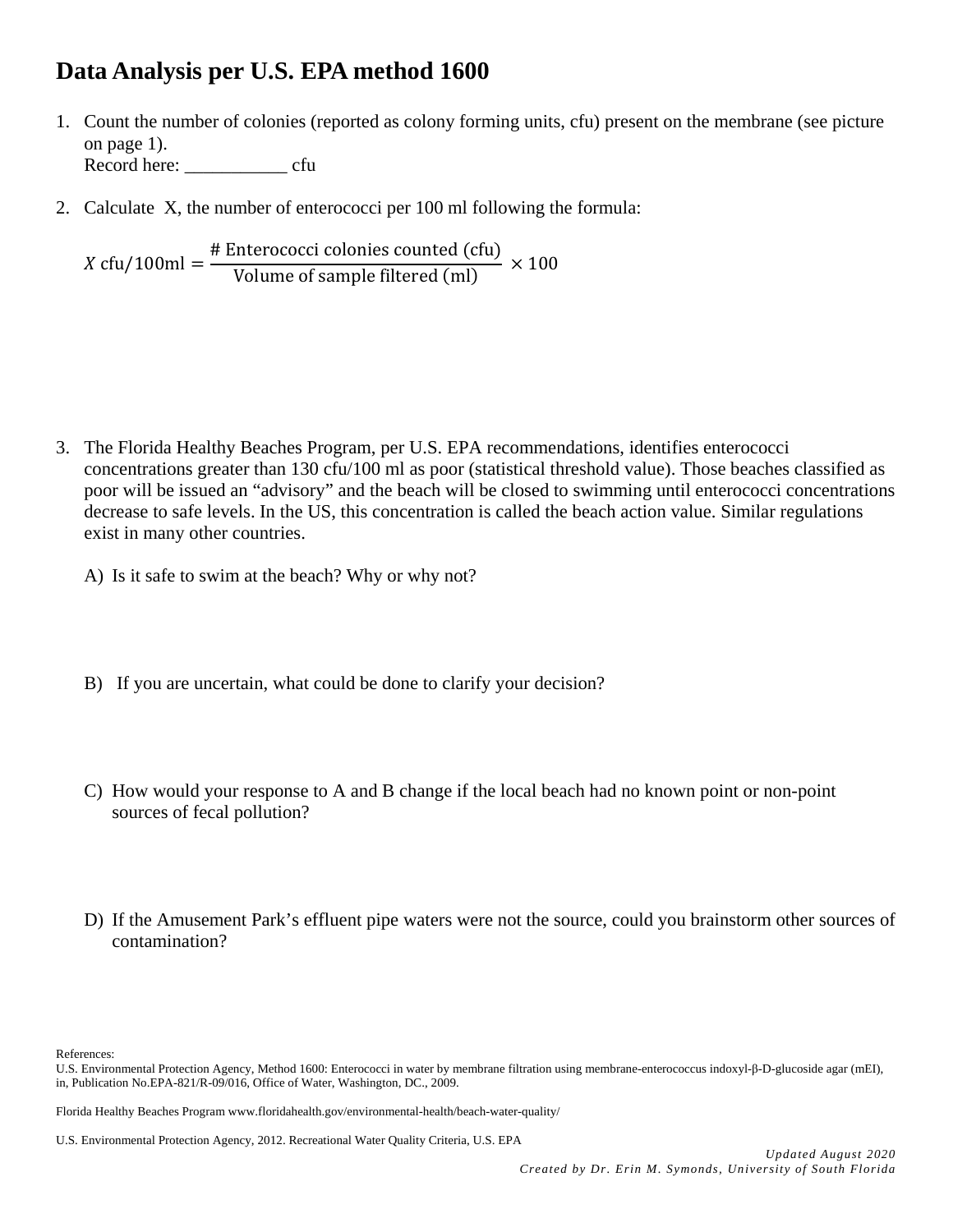# Data Analysis per U.S. EPA method 1600

1. Count the number of colonies (reported as colony forming units, cfu) present on the membrane (see picture on page 1).
   Record here: ___________ cfu

2. Calculate X, the number of enterococci per 100 ml following the formula:

$$X \text{ cfu/100ml} = \frac{\text{\# Enterococci colonies counted (cfu)}}{\text{Volume of sample filtered (ml)}} \times 100$$

3. The Florida Healthy Beaches Program, per U.S. EPA recommendations, identifies enterococci concentrations greater than 130 cfu/100 ml as poor (statistical threshold value). Those beaches classified as poor will be issued an "advisory" and the beach will be closed to swimming until enterococci concentrations decrease to safe levels. In the US, this concentration is called the beach action value. Similar regulations exist in many other countries.

   A) Is it safe to swim at the beach? Why or why not?

   B) If you are uncertain, what could be done to clarify your decision?

   C) How would your response to A and B change if the local beach had no known point or non-point sources of fecal pollution?

   D) If the Amusement Park's effluent pipe waters were not the source, could you brainstorm other sources of contamination?

References:
U.S. Environmental Protection Agency, Method 1600: Enterococci in water by membrane filtration using membrane-enterococcus indoxyl-β-D-glucoside agar (mEI), in, Publication No.EPA-821/R-09/016, Office of Water, Washington, DC., 2009.

Florida Healthy Beaches Program www.floridahealth.gov/environmental-health/beach-water-quality/

U.S. Environmental Protection Agency, 2012. Recreational Water Quality Criteria, U.S. EPA

*Updated August 2020*
*Created by Dr. Erin M. Symonds, University of South Florida*